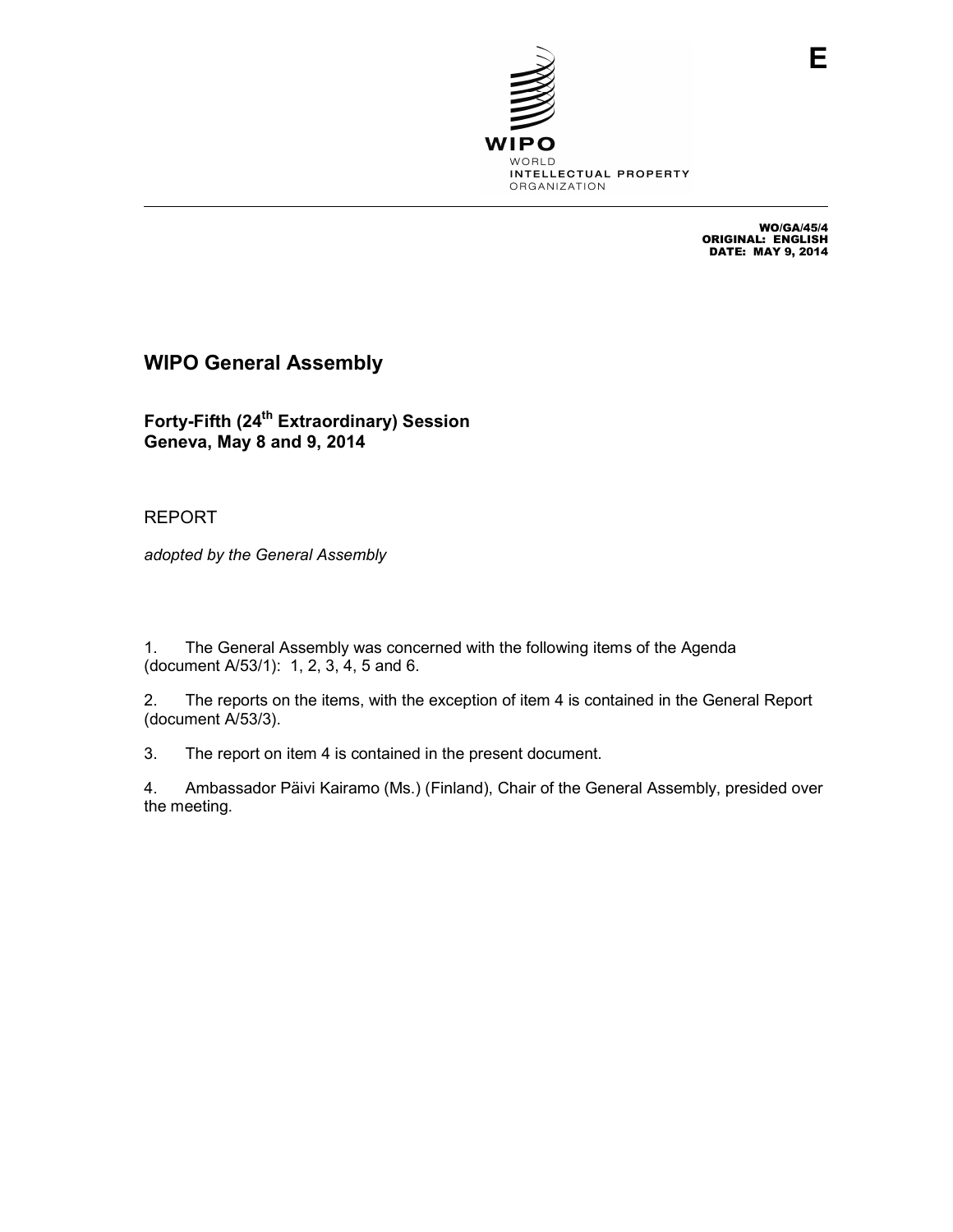E

WO/GA/45/4
ORIGINAL: ENGLISH
DATE: MAY 9, 2014

# WIPO General Assembly

## Forty-Fifth (24th Extraordinary) Session
## Geneva, May 8 and 9, 2014

REPORT

*adopted by the General Assembly*

1. The General Assembly was concerned with the following items of the Agenda (document A/53/1): 1, 2, 3, 4, 5 and 6.

2. The reports on the items, with the exception of item 4 is contained in the General Report (document A/53/3).

3. The report on item 4 is contained in the present document.

4. Ambassador Päivi Kairamo (Ms.) (Finland), Chair of the General Assembly, presided over the meeting.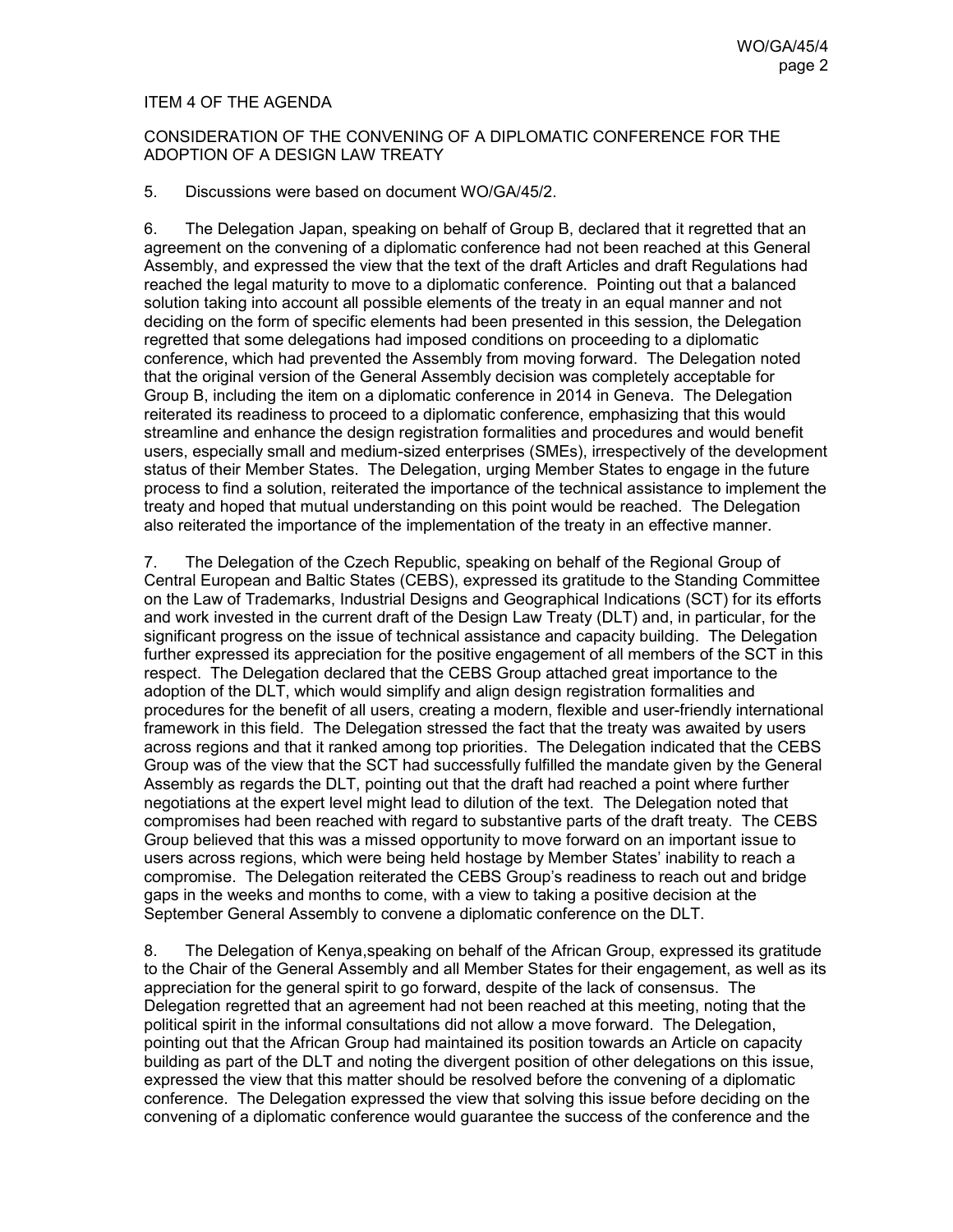ITEM 4 OF THE AGENDA

CONSIDERATION OF THE CONVENING OF A DIPLOMATIC CONFERENCE FOR THE ADOPTION OF A DESIGN LAW TREATY

5. Discussions were based on document WO/GA/45/2.

6. The Delegation Japan, speaking on behalf of Group B, declared that it regretted that an agreement on the convening of a diplomatic conference had not been reached at this General Assembly, and expressed the view that the text of the draft Articles and draft Regulations had reached the legal maturity to move to a diplomatic conference. Pointing out that a balanced solution taking into account all possible elements of the treaty in an equal manner and not deciding on the form of specific elements had been presented in this session, the Delegation regretted that some delegations had imposed conditions on proceeding to a diplomatic conference, which had prevented the Assembly from moving forward. The Delegation noted that the original version of the General Assembly decision was completely acceptable for Group B, including the item on a diplomatic conference in 2014 in Geneva. The Delegation reiterated its readiness to proceed to a diplomatic conference, emphasizing that this would streamline and enhance the design registration formalities and procedures and would benefit users, especially small and medium-sized enterprises (SMEs), irrespectively of the development status of their Member States. The Delegation, urging Member States to engage in the future process to find a solution, reiterated the importance of the technical assistance to implement the treaty and hoped that mutual understanding on this point would be reached. The Delegation also reiterated the importance of the implementation of the treaty in an effective manner.

7. The Delegation of the Czech Republic, speaking on behalf of the Regional Group of Central European and Baltic States (CEBS), expressed its gratitude to the Standing Committee on the Law of Trademarks, Industrial Designs and Geographical Indications (SCT) for its efforts and work invested in the current draft of the Design Law Treaty (DLT) and, in particular, for the significant progress on the issue of technical assistance and capacity building. The Delegation further expressed its appreciation for the positive engagement of all members of the SCT in this respect. The Delegation declared that the CEBS Group attached great importance to the adoption of the DLT, which would simplify and align design registration formalities and procedures for the benefit of all users, creating a modern, flexible and user-friendly international framework in this field. The Delegation stressed the fact that the treaty was awaited by users across regions and that it ranked among top priorities. The Delegation indicated that the CEBS Group was of the view that the SCT had successfully fulfilled the mandate given by the General Assembly as regards the DLT, pointing out that the draft had reached a point where further negotiations at the expert level might lead to dilution of the text. The Delegation noted that compromises had been reached with regard to substantive parts of the draft treaty. The CEBS Group believed that this was a missed opportunity to move forward on an important issue to users across regions, which were being held hostage by Member States' inability to reach a compromise. The Delegation reiterated the CEBS Group's readiness to reach out and bridge gaps in the weeks and months to come, with a view to taking a positive decision at the September General Assembly to convene a diplomatic conference on the DLT.

8. The Delegation of Kenya,speaking on behalf of the African Group, expressed its gratitude to the Chair of the General Assembly and all Member States for their engagement, as well as its appreciation for the general spirit to go forward, despite of the lack of consensus. The Delegation regretted that an agreement had not been reached at this meeting, noting that the political spirit in the informal consultations did not allow a move forward. The Delegation, pointing out that the African Group had maintained its position towards an Article on capacity building as part of the DLT and noting the divergent position of other delegations on this issue, expressed the view that this matter should be resolved before the convening of a diplomatic conference. The Delegation expressed the view that solving this issue before deciding on the convening of a diplomatic conference would guarantee the success of the conference and the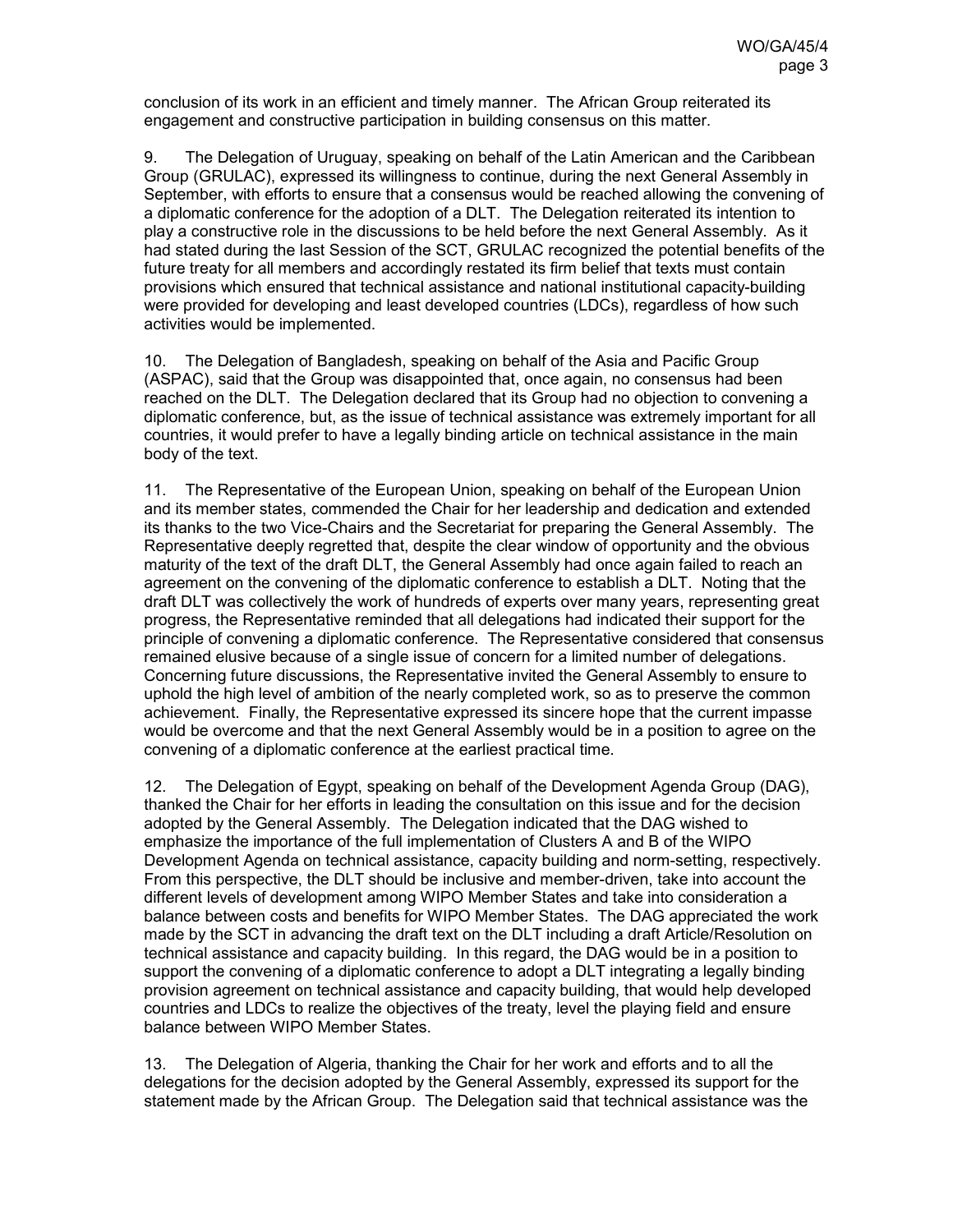conclusion of its work in an efficient and timely manner. The African Group reiterated its engagement and constructive participation in building consensus on this matter.

9. The Delegation of Uruguay, speaking on behalf of the Latin American and the Caribbean Group (GRULAC), expressed its willingness to continue, during the next General Assembly in September, with efforts to ensure that a consensus would be reached allowing the convening of a diplomatic conference for the adoption of a DLT. The Delegation reiterated its intention to play a constructive role in the discussions to be held before the next General Assembly. As it had stated during the last Session of the SCT, GRULAC recognized the potential benefits of the future treaty for all members and accordingly restated its firm belief that texts must contain provisions which ensured that technical assistance and national institutional capacity-building were provided for developing and least developed countries (LDCs), regardless of how such activities would be implemented.

10. The Delegation of Bangladesh, speaking on behalf of the Asia and Pacific Group (ASPAC), said that the Group was disappointed that, once again, no consensus had been reached on the DLT. The Delegation declared that its Group had no objection to convening a diplomatic conference, but, as the issue of technical assistance was extremely important for all countries, it would prefer to have a legally binding article on technical assistance in the main body of the text.

11. The Representative of the European Union, speaking on behalf of the European Union and its member states, commended the Chair for her leadership and dedication and extended its thanks to the two Vice-Chairs and the Secretariat for preparing the General Assembly. The Representative deeply regretted that, despite the clear window of opportunity and the obvious maturity of the text of the draft DLT, the General Assembly had once again failed to reach an agreement on the convening of the diplomatic conference to establish a DLT. Noting that the draft DLT was collectively the work of hundreds of experts over many years, representing great progress, the Representative reminded that all delegations had indicated their support for the principle of convening a diplomatic conference. The Representative considered that consensus remained elusive because of a single issue of concern for a limited number of delegations. Concerning future discussions, the Representative invited the General Assembly to ensure to uphold the high level of ambition of the nearly completed work, so as to preserve the common achievement. Finally, the Representative expressed its sincere hope that the current impasse would be overcome and that the next General Assembly would be in a position to agree on the convening of a diplomatic conference at the earliest practical time.

12. The Delegation of Egypt, speaking on behalf of the Development Agenda Group (DAG), thanked the Chair for her efforts in leading the consultation on this issue and for the decision adopted by the General Assembly. The Delegation indicated that the DAG wished to emphasize the importance of the full implementation of Clusters A and B of the WIPO Development Agenda on technical assistance, capacity building and norm-setting, respectively. From this perspective, the DLT should be inclusive and member-driven, take into account the different levels of development among WIPO Member States and take into consideration a balance between costs and benefits for WIPO Member States. The DAG appreciated the work made by the SCT in advancing the draft text on the DLT including a draft Article/Resolution on technical assistance and capacity building. In this regard, the DAG would be in a position to support the convening of a diplomatic conference to adopt a DLT integrating a legally binding provision agreement on technical assistance and capacity building, that would help developed countries and LDCs to realize the objectives of the treaty, level the playing field and ensure balance between WIPO Member States.

13. The Delegation of Algeria, thanking the Chair for her work and efforts and to all the delegations for the decision adopted by the General Assembly, expressed its support for the statement made by the African Group. The Delegation said that technical assistance was the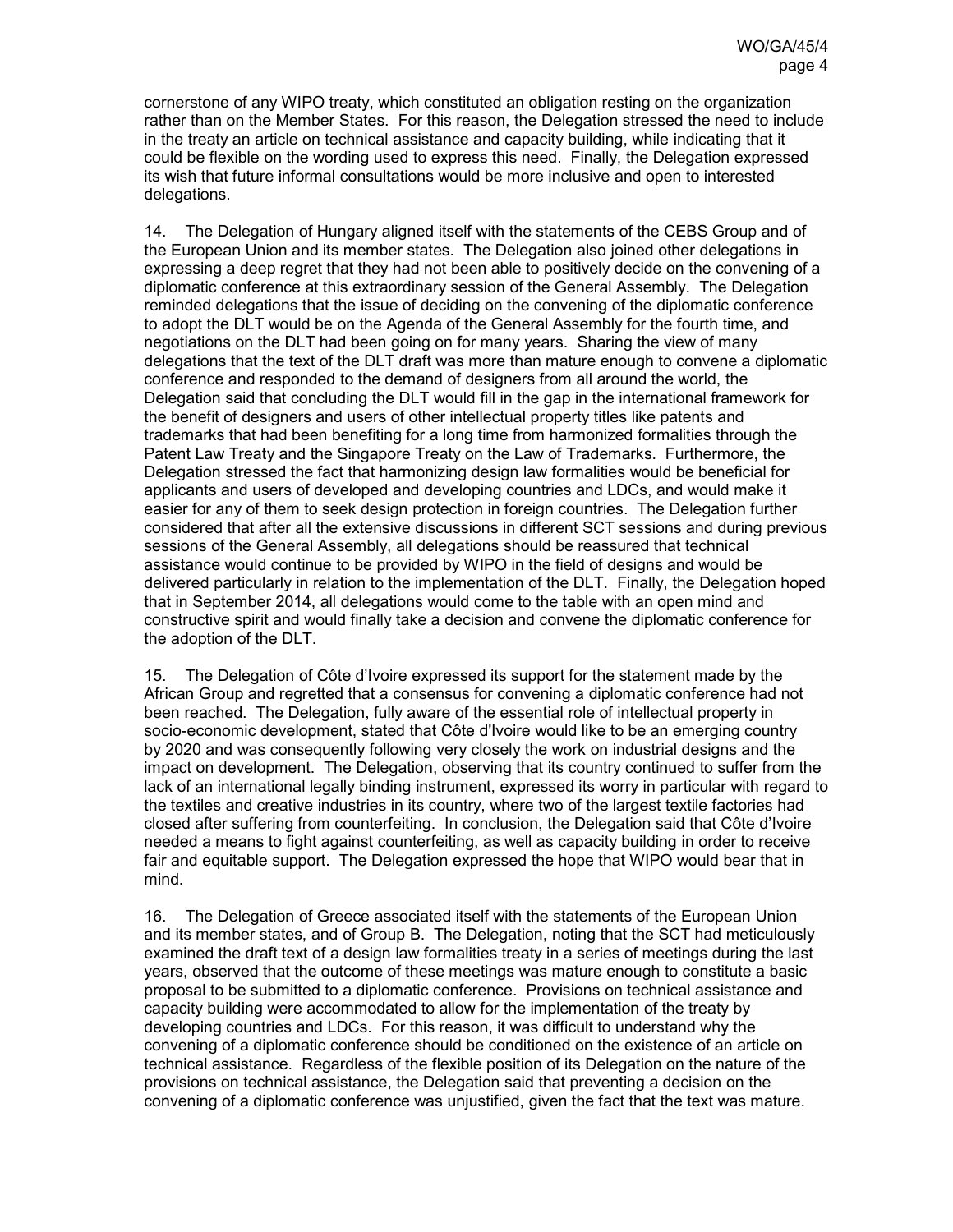cornerstone of any WIPO treaty, which constituted an obligation resting on the organization rather than on the Member States. For this reason, the Delegation stressed the need to include in the treaty an article on technical assistance and capacity building, while indicating that it could be flexible on the wording used to express this need. Finally, the Delegation expressed its wish that future informal consultations would be more inclusive and open to interested delegations.

14. The Delegation of Hungary aligned itself with the statements of the CEBS Group and of the European Union and its member states. The Delegation also joined other delegations in expressing a deep regret that they had not been able to positively decide on the convening of a diplomatic conference at this extraordinary session of the General Assembly. The Delegation reminded delegations that the issue of deciding on the convening of the diplomatic conference to adopt the DLT would be on the Agenda of the General Assembly for the fourth time, and negotiations on the DLT had been going on for many years. Sharing the view of many delegations that the text of the DLT draft was more than mature enough to convene a diplomatic conference and responded to the demand of designers from all around the world, the Delegation said that concluding the DLT would fill in the gap in the international framework for the benefit of designers and users of other intellectual property titles like patents and trademarks that had been benefiting for a long time from harmonized formalities through the Patent Law Treaty and the Singapore Treaty on the Law of Trademarks. Furthermore, the Delegation stressed the fact that harmonizing design law formalities would be beneficial for applicants and users of developed and developing countries and LDCs, and would make it easier for any of them to seek design protection in foreign countries. The Delegation further considered that after all the extensive discussions in different SCT sessions and during previous sessions of the General Assembly, all delegations should be reassured that technical assistance would continue to be provided by WIPO in the field of designs and would be delivered particularly in relation to the implementation of the DLT. Finally, the Delegation hoped that in September 2014, all delegations would come to the table with an open mind and constructive spirit and would finally take a decision and convene the diplomatic conference for the adoption of the DLT.

15. The Delegation of Côte d'Ivoire expressed its support for the statement made by the African Group and regretted that a consensus for convening a diplomatic conference had not been reached. The Delegation, fully aware of the essential role of intellectual property in socio-economic development, stated that Côte d'Ivoire would like to be an emerging country by 2020 and was consequently following very closely the work on industrial designs and the impact on development. The Delegation, observing that its country continued to suffer from the lack of an international legally binding instrument, expressed its worry in particular with regard to the textiles and creative industries in its country, where two of the largest textile factories had closed after suffering from counterfeiting. In conclusion, the Delegation said that Côte d'Ivoire needed a means to fight against counterfeiting, as well as capacity building in order to receive fair and equitable support. The Delegation expressed the hope that WIPO would bear that in mind.

16. The Delegation of Greece associated itself with the statements of the European Union and its member states, and of Group B. The Delegation, noting that the SCT had meticulously examined the draft text of a design law formalities treaty in a series of meetings during the last years, observed that the outcome of these meetings was mature enough to constitute a basic proposal to be submitted to a diplomatic conference. Provisions on technical assistance and capacity building were accommodated to allow for the implementation of the treaty by developing countries and LDCs. For this reason, it was difficult to understand why the convening of a diplomatic conference should be conditioned on the existence of an article on technical assistance. Regardless of the flexible position of its Delegation on the nature of the provisions on technical assistance, the Delegation said that preventing a decision on the convening of a diplomatic conference was unjustified, given the fact that the text was mature.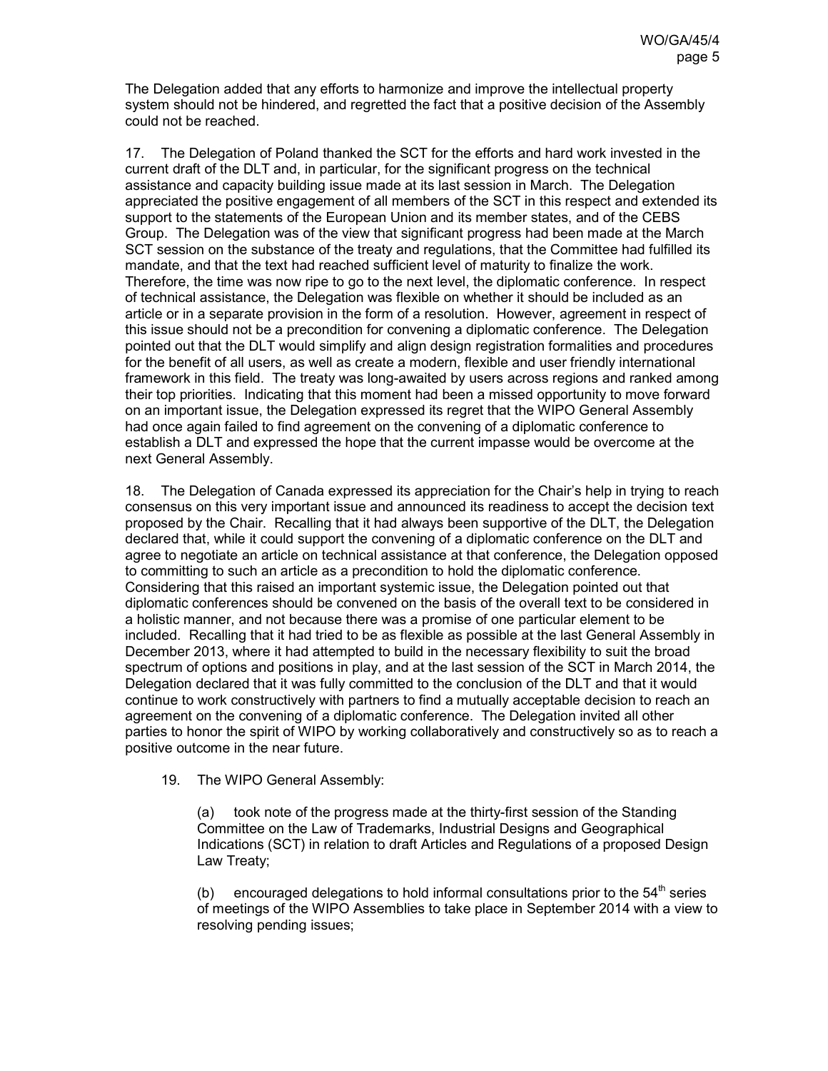The Delegation added that any efforts to harmonize and improve the intellectual property system should not be hindered, and regretted the fact that a positive decision of the Assembly could not be reached.

17. The Delegation of Poland thanked the SCT for the efforts and hard work invested in the current draft of the DLT and, in particular, for the significant progress on the technical assistance and capacity building issue made at its last session in March. The Delegation appreciated the positive engagement of all members of the SCT in this respect and extended its support to the statements of the European Union and its member states, and of the CEBS Group. The Delegation was of the view that significant progress had been made at the March SCT session on the substance of the treaty and regulations, that the Committee had fulfilled its mandate, and that the text had reached sufficient level of maturity to finalize the work. Therefore, the time was now ripe to go to the next level, the diplomatic conference. In respect of technical assistance, the Delegation was flexible on whether it should be included as an article or in a separate provision in the form of a resolution. However, agreement in respect of this issue should not be a precondition for convening a diplomatic conference. The Delegation pointed out that the DLT would simplify and align design registration formalities and procedures for the benefit of all users, as well as create a modern, flexible and user friendly international framework in this field. The treaty was long-awaited by users across regions and ranked among their top priorities. Indicating that this moment had been a missed opportunity to move forward on an important issue, the Delegation expressed its regret that the WIPO General Assembly had once again failed to find agreement on the convening of a diplomatic conference to establish a DLT and expressed the hope that the current impasse would be overcome at the next General Assembly.

18. The Delegation of Canada expressed its appreciation for the Chair's help in trying to reach consensus on this very important issue and announced its readiness to accept the decision text proposed by the Chair. Recalling that it had always been supportive of the DLT, the Delegation declared that, while it could support the convening of a diplomatic conference on the DLT and agree to negotiate an article on technical assistance at that conference, the Delegation opposed to committing to such an article as a precondition to hold the diplomatic conference. Considering that this raised an important systemic issue, the Delegation pointed out that diplomatic conferences should be convened on the basis of the overall text to be considered in a holistic manner, and not because there was a promise of one particular element to be included. Recalling that it had tried to be as flexible as possible at the last General Assembly in December 2013, where it had attempted to build in the necessary flexibility to suit the broad spectrum of options and positions in play, and at the last session of the SCT in March 2014, the Delegation declared that it was fully committed to the conclusion of the DLT and that it would continue to work constructively with partners to find a mutually acceptable decision to reach an agreement on the convening of a diplomatic conference. The Delegation invited all other parties to honor the spirit of WIPO by working collaboratively and constructively so as to reach a positive outcome in the near future.

19. The WIPO General Assembly:

(a) took note of the progress made at the thirty-first session of the Standing Committee on the Law of Trademarks, Industrial Designs and Geographical Indications (SCT) in relation to draft Articles and Regulations of a proposed Design Law Treaty;

(b) encouraged delegations to hold informal consultations prior to the 54th series of meetings of the WIPO Assemblies to take place in September 2014 with a view to resolving pending issues;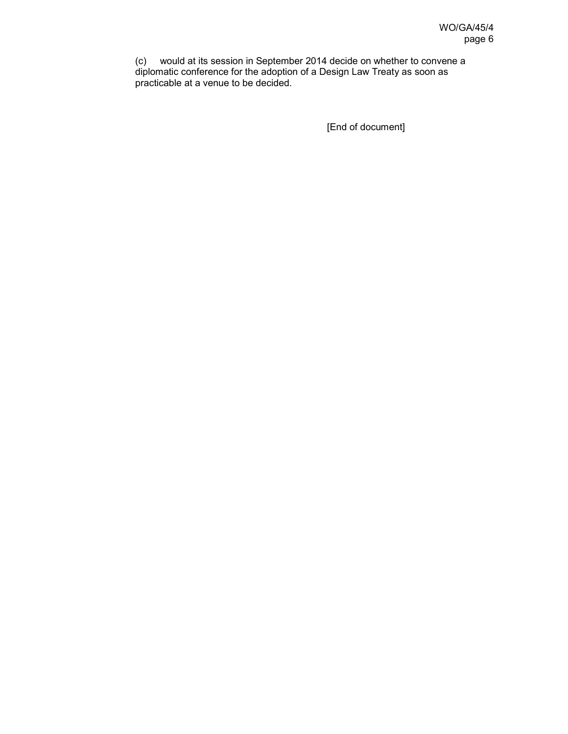(c) would at its session in September 2014 decide on whether to convene a diplomatic conference for the adoption of a Design Law Treaty as soon as practicable at a venue to be decided.

[End of document]